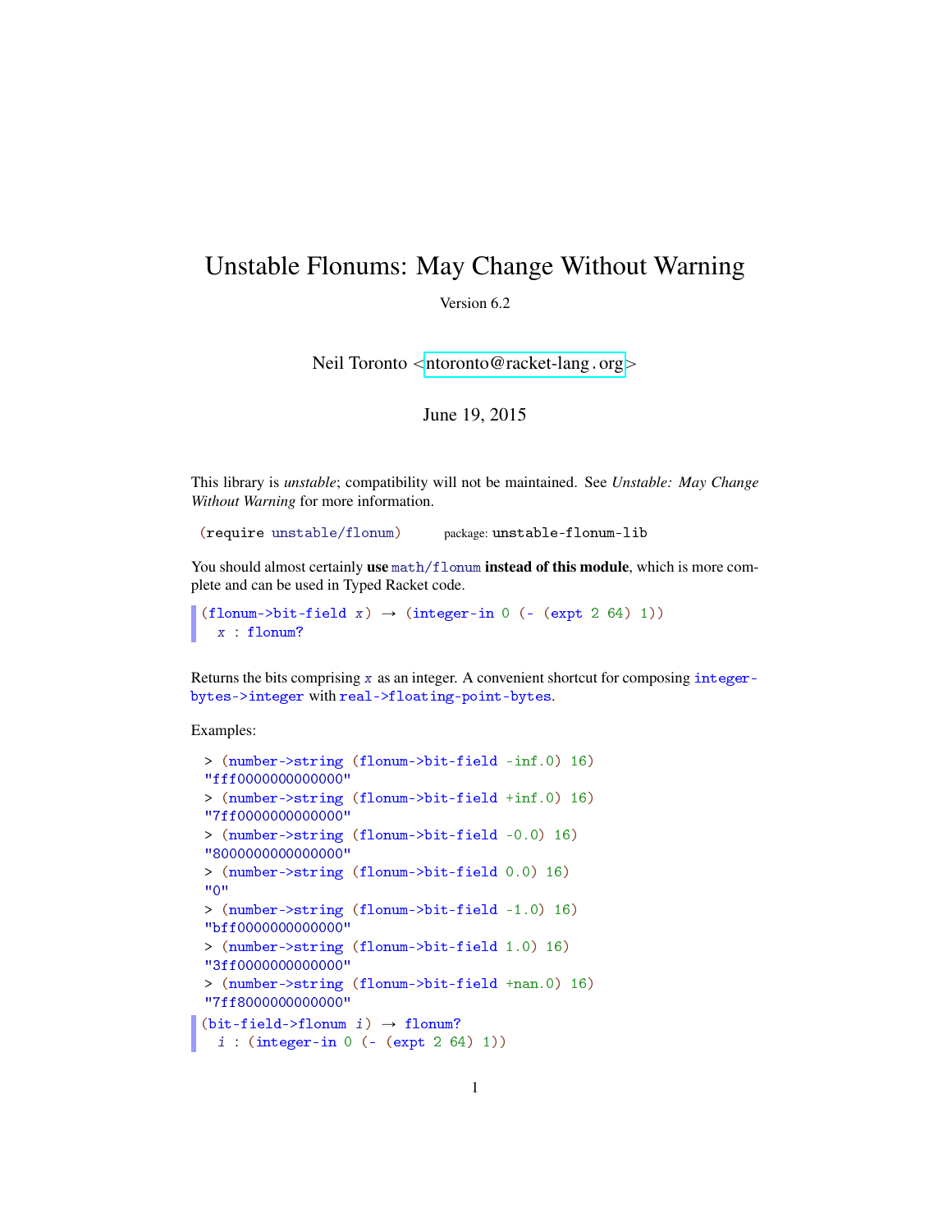# Unstable Flonums: May Change Without Warning

Version 6.2

Neil Toronto <ntoronto@racket-lang.org>

June 19, 2015

This library is *unstable*; compatibility will not be maintained. See *Unstable: May Change Without Warning* for more information.

```
(require unstable/flonum)        package: unstable-flonum-lib
```

You should almost certainly **use** `math/flonum` **instead of this module**, which is more complete and can be used in Typed Racket code.

```
(flonum->bit-field x) → (integer-in 0 (- (expt 2 64) 1))
  x : flonum?
```

Returns the bits comprising *x* as an integer. A convenient shortcut for composing `integer-bytes->integer` with `real->floating-point-bytes`.

Examples:

```
> (number->string (flonum->bit-field -inf.0) 16)
"fff0000000000000"
> (number->string (flonum->bit-field +inf.0) 16)
"7ff0000000000000"
> (number->string (flonum->bit-field -0.0) 16)
"8000000000000000"
> (number->string (flonum->bit-field 0.0) 16)
"0"
> (number->string (flonum->bit-field -1.0) 16)
"bff0000000000000"
> (number->string (flonum->bit-field 1.0) 16)
"3ff0000000000000"
> (number->string (flonum->bit-field +nan.0) 16)
"7ff8000000000000"
```

```
(bit-field->flonum i) → flonum?
  i : (integer-in 0 (- (expt 2 64) 1))
```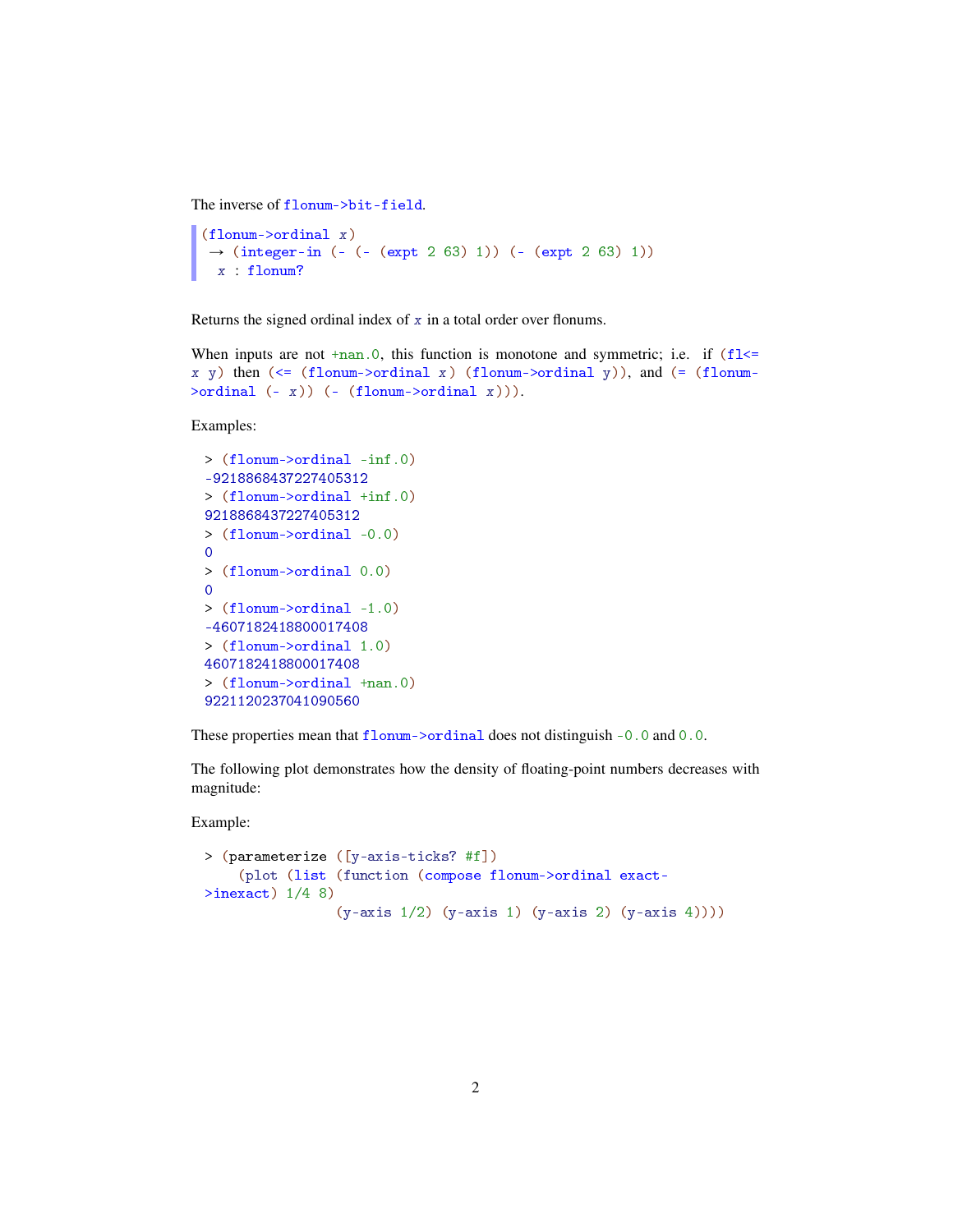The inverse of `flonum->bit-field`.

```
(flonum->ordinal x)
 → (integer-in (- (- (expt 2 63) 1)) (- (expt 2 63) 1))
  x : flonum?
```

Returns the signed ordinal index of `x` in a total order over flonums.

When inputs are not `+nan.0`, this function is monotone and symmetric; i.e. if `(fl<= x y)` then `(<= (flonum->ordinal x) (flonum->ordinal y))`, and `(= (flonum->ordinal (- x)) (- (flonum->ordinal x)))`.

Examples:

```
> (flonum->ordinal -inf.0)
-9218868437227405312
> (flonum->ordinal +inf.0)
9218868437227405312
> (flonum->ordinal -0.0)
0
> (flonum->ordinal 0.0)
0
> (flonum->ordinal -1.0)
-4607182418800017408
> (flonum->ordinal 1.0)
4607182418800017408
> (flonum->ordinal +nan.0)
9221120237041090560
```

These properties mean that `flonum->ordinal` does not distinguish `-0.0` and `0.0`.

The following plot demonstrates how the density of floating-point numbers decreases with magnitude:

Example:

```
> (parameterize ([y-axis-ticks? #f])
    (plot (list (function (compose flonum->ordinal exact->inexact) 1/4 8)
                (y-axis 1/2) (y-axis 1) (y-axis 2) (y-axis 4))))
```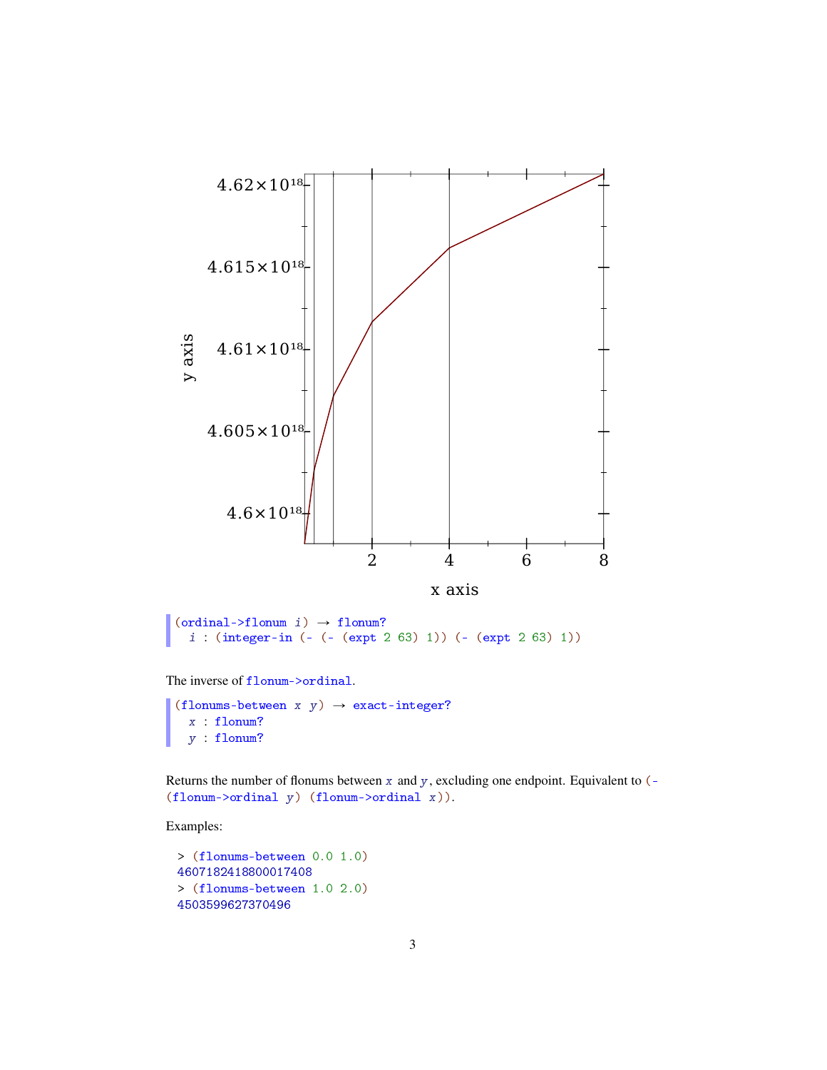```
(ordinal->flonum i) → flonum?
  i : (integer-in (- (- (expt 2 63) 1)) (- (expt 2 63) 1))
```

The inverse of `flonum->ordinal`.

```
(flonums-between x y) → exact-integer?
  x : flonum?
  y : flonum?
```

Returns the number of flonums between *x* and *y*, excluding one endpoint. Equivalent to `(- (flonum->ordinal y) (flonum->ordinal x))`.

Examples:

```
> (flonums-between 0.0 1.0)
4607182418800017408
> (flonums-between 1.0 2.0)
4503599627370496
```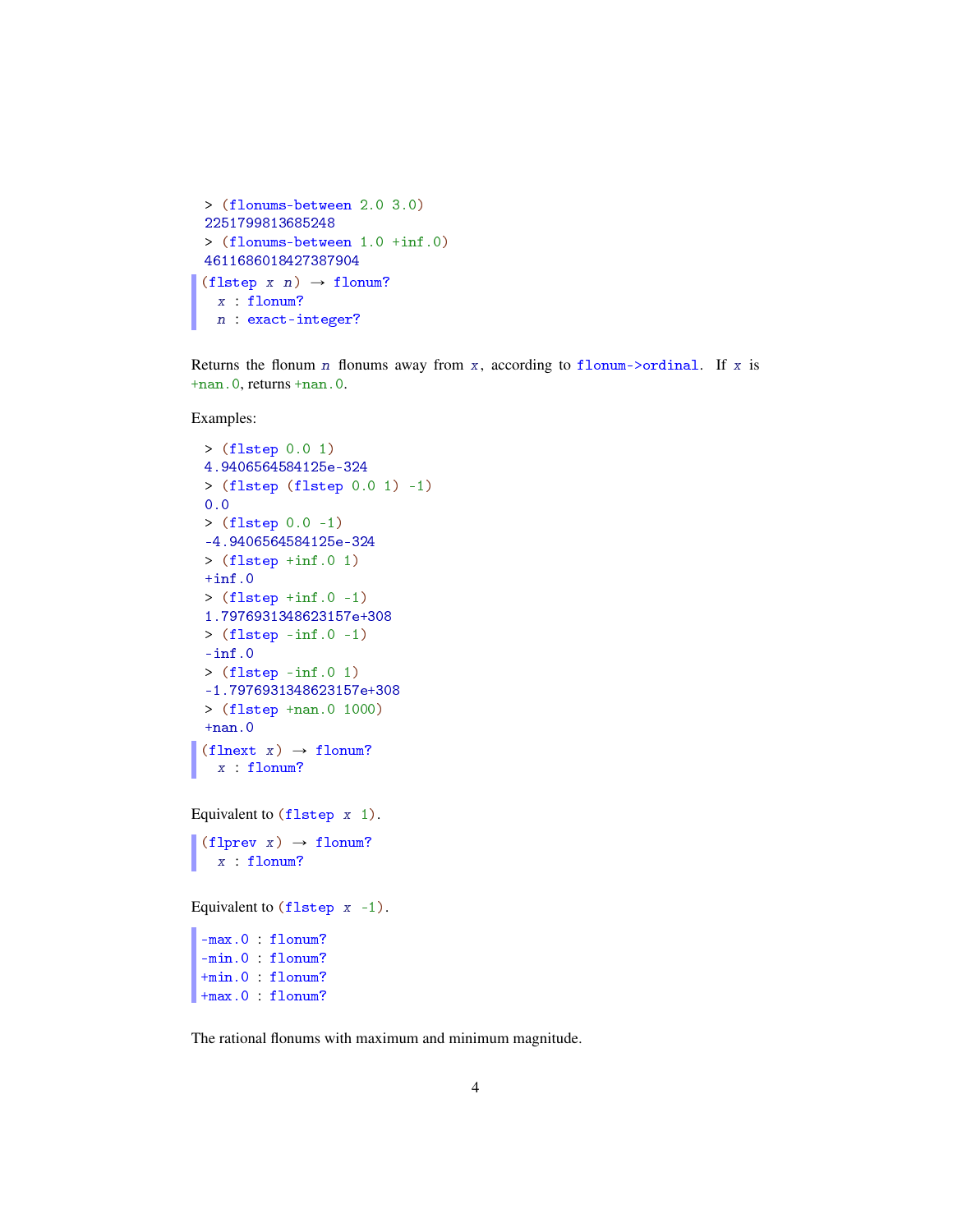```
> (flonums-between 2.0 3.0)
2251799813685248
> (flonums-between 1.0 +inf.0)
4611686018427387904
```

```
(flstep x n) → flonum?
  x : flonum?
  n : exact-integer?
```

Returns the flonum *n* flonums away from *x*, according to `flonum->ordinal`. If *x* is `+nan.0`, returns `+nan.0`.

Examples:

```
> (flstep 0.0 1)
4.9406564584125e-324
> (flstep (flstep 0.0 1) -1)
0.0
> (flstep 0.0 -1)
-4.9406564584125e-324
> (flstep +inf.0 1)
+inf.0
> (flstep +inf.0 -1)
1.7976931348623157e+308
> (flstep -inf.0 -1)
-inf.0
> (flstep -inf.0 1)
-1.7976931348623157e+308
> (flstep +nan.0 1000)
+nan.0
```

```
(flnext x) → flonum?
  x : flonum?
```

Equivalent to `(flstep x 1)`.

```
(flprev x) → flonum?
  x : flonum?
```

Equivalent to `(flstep x -1)`.

```
-max.0 : flonum?
-min.0 : flonum?
+min.0 : flonum?
+max.0 : flonum?
```

The rational flonums with maximum and minimum magnitude.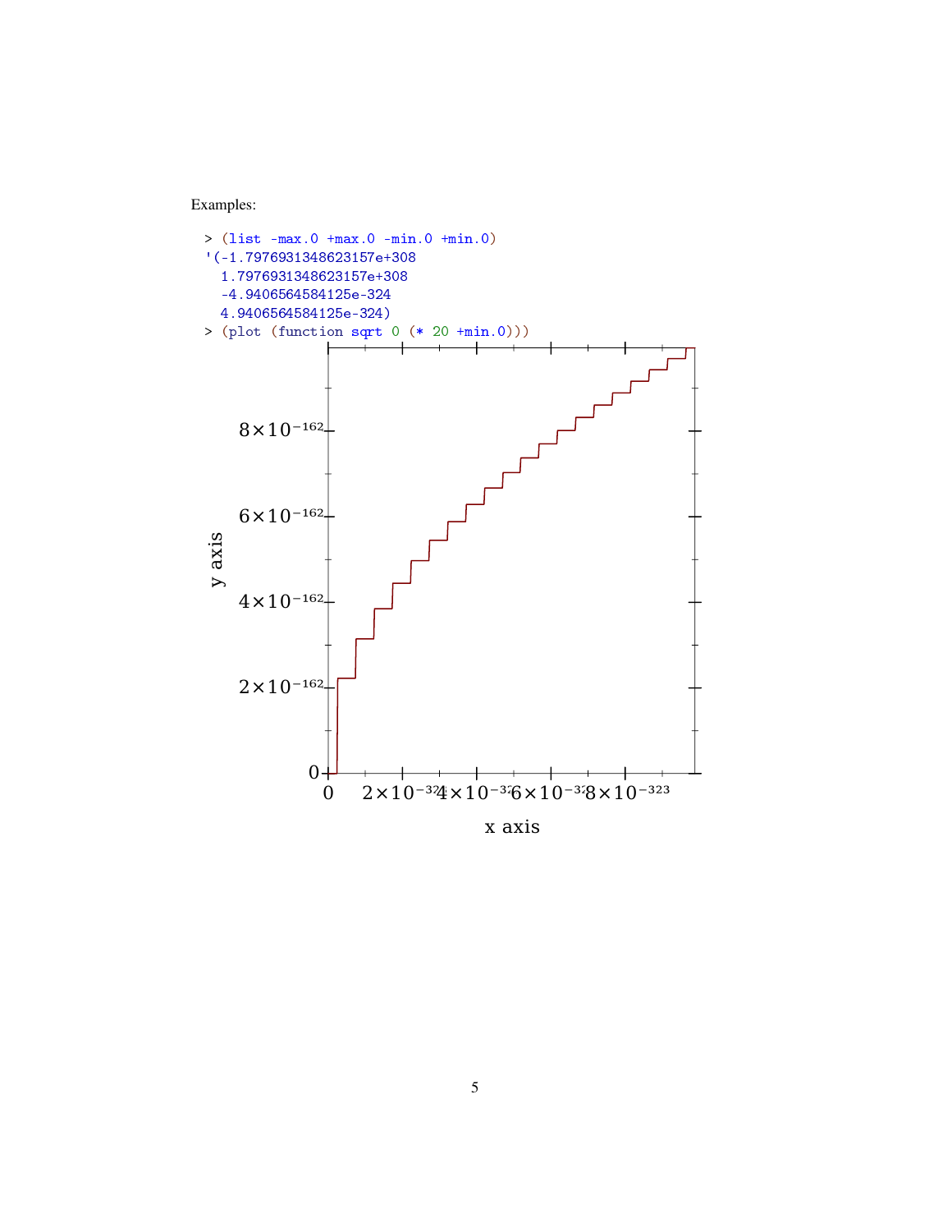Examples:

```
> (list -max.0 +max.0 -min.0 +min.0)
'(-1.7976931348623157e+308
  1.7976931348623157e+308
  -4.9406564584125e-324
  4.9406564584125e-324)
> (plot (function sqrt 0 (* 20 +min.0)))
```

y axis

$8\times10^{-162}$

$6\times10^{-162}$

$4\times10^{-162}$

$2\times10^{-162}$

0

0 $2\times10^{-323}$ $4\times10^{-323}$ $6\times10^{-323}$ $8\times10^{-323}$

x axis